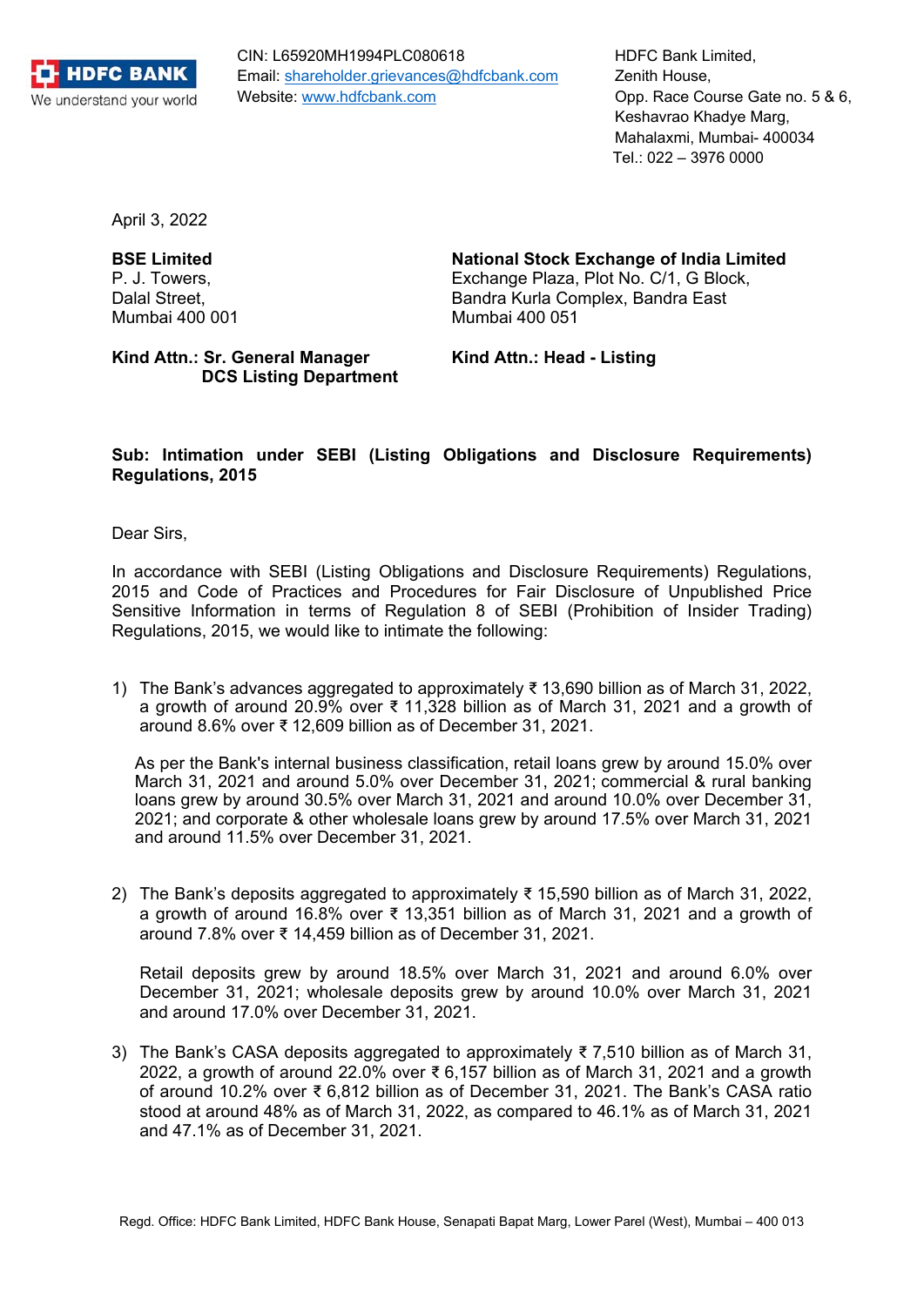HDFC BANK
We understand your world

CIN: L65920MH1994PLC080618
Email: shareholder.grievances@hdfcbank.com
Website: www.hdfcbank.com

HDFC Bank Limited,
Zenith House,
Opp. Race Course Gate no. 5 & 6,
Keshavrao Khadye Marg,
Mahalaxmi, Mumbai- 400034
Tel.: 022 – 3976 0000

April 3, 2022

**BSE Limited**
P. J. Towers,
Dalal Street,
Mumbai 400 001

**Kind Attn.: Sr. General Manager**
**DCS Listing Department**

**National Stock Exchange of India Limited**
Exchange Plaza, Plot No. C/1, G Block,
Bandra Kurla Complex, Bandra East
Mumbai 400 051

**Kind Attn.: Head - Listing**

**Sub: Intimation under SEBI (Listing Obligations and Disclosure Requirements) Regulations, 2015**

Dear Sirs,

In accordance with SEBI (Listing Obligations and Disclosure Requirements) Regulations, 2015 and Code of Practices and Procedures for Fair Disclosure of Unpublished Price Sensitive Information in terms of Regulation 8 of SEBI (Prohibition of Insider Trading) Regulations, 2015, we would like to intimate the following:

1) The Bank's advances aggregated to approximately ₹ 13,690 billion as of March 31, 2022, a growth of around 20.9% over ₹ 11,328 billion as of March 31, 2021 and a growth of around 8.6% over ₹ 12,609 billion as of December 31, 2021.

   As per the Bank's internal business classification, retail loans grew by around 15.0% over March 31, 2021 and around 5.0% over December 31, 2021; commercial & rural banking loans grew by around 30.5% over March 31, 2021 and around 10.0% over December 31, 2021; and corporate & other wholesale loans grew by around 17.5% over March 31, 2021 and around 11.5% over December 31, 2021.

2) The Bank's deposits aggregated to approximately ₹ 15,590 billion as of March 31, 2022, a growth of around 16.8% over ₹ 13,351 billion as of March 31, 2021 and a growth of around 7.8% over ₹ 14,459 billion as of December 31, 2021.

   Retail deposits grew by around 18.5% over March 31, 2021 and around 6.0% over December 31, 2021; wholesale deposits grew by around 10.0% over March 31, 2021 and around 17.0% over December 31, 2021.

3) The Bank's CASA deposits aggregated to approximately ₹ 7,510 billion as of March 31, 2022, a growth of around 22.0% over ₹ 6,157 billion as of March 31, 2021 and a growth of around 10.2% over ₹ 6,812 billion as of December 31, 2021. The Bank's CASA ratio stood at around 48% as of March 31, 2022, as compared to 46.1% as of March 31, 2021 and 47.1% as of December 31, 2021.

Regd. Office: HDFC Bank Limited, HDFC Bank House, Senapati Bapat Marg, Lower Parel (West), Mumbai – 400 013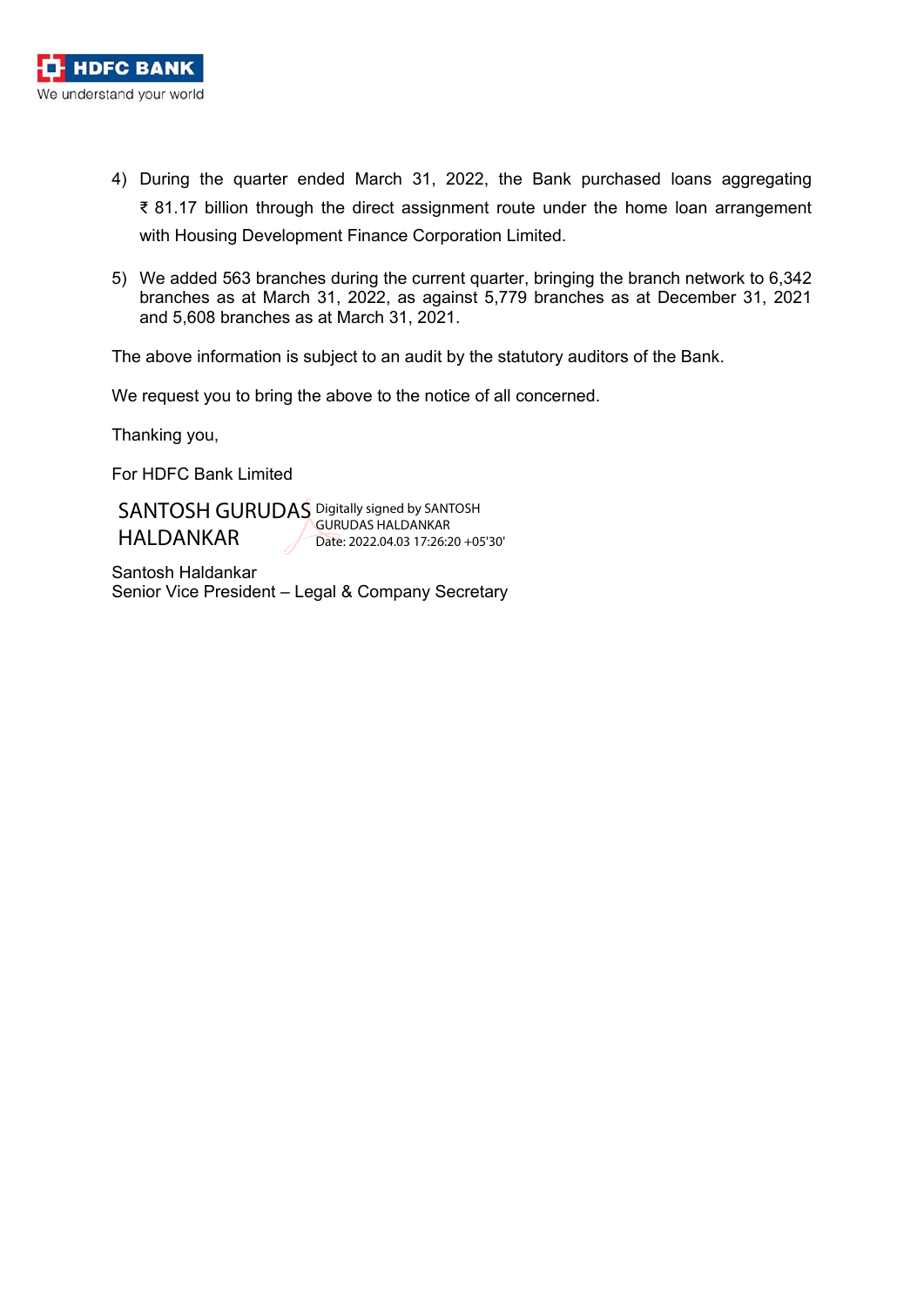4) During the quarter ended March 31, 2022, the Bank purchased loans aggregating ₹ 81.17 billion through the direct assignment route under the home loan arrangement with Housing Development Finance Corporation Limited.

5) We added 563 branches during the current quarter, bringing the branch network to 6,342 branches as at March 31, 2022, as against 5,779 branches as at December 31, 2021 and 5,608 branches as at March 31, 2021.

The above information is subject to an audit by the statutory auditors of the Bank.

We request you to bring the above to the notice of all concerned.

Thanking you,

For HDFC Bank Limited

SANTOSH GURUDAS HALDANKAR
Digitally signed by SANTOSH GURUDAS HALDANKAR
Date: 2022.04.03 17:26:20 +05'30'

Santosh Haldankar
Senior Vice President – Legal & Company Secretary